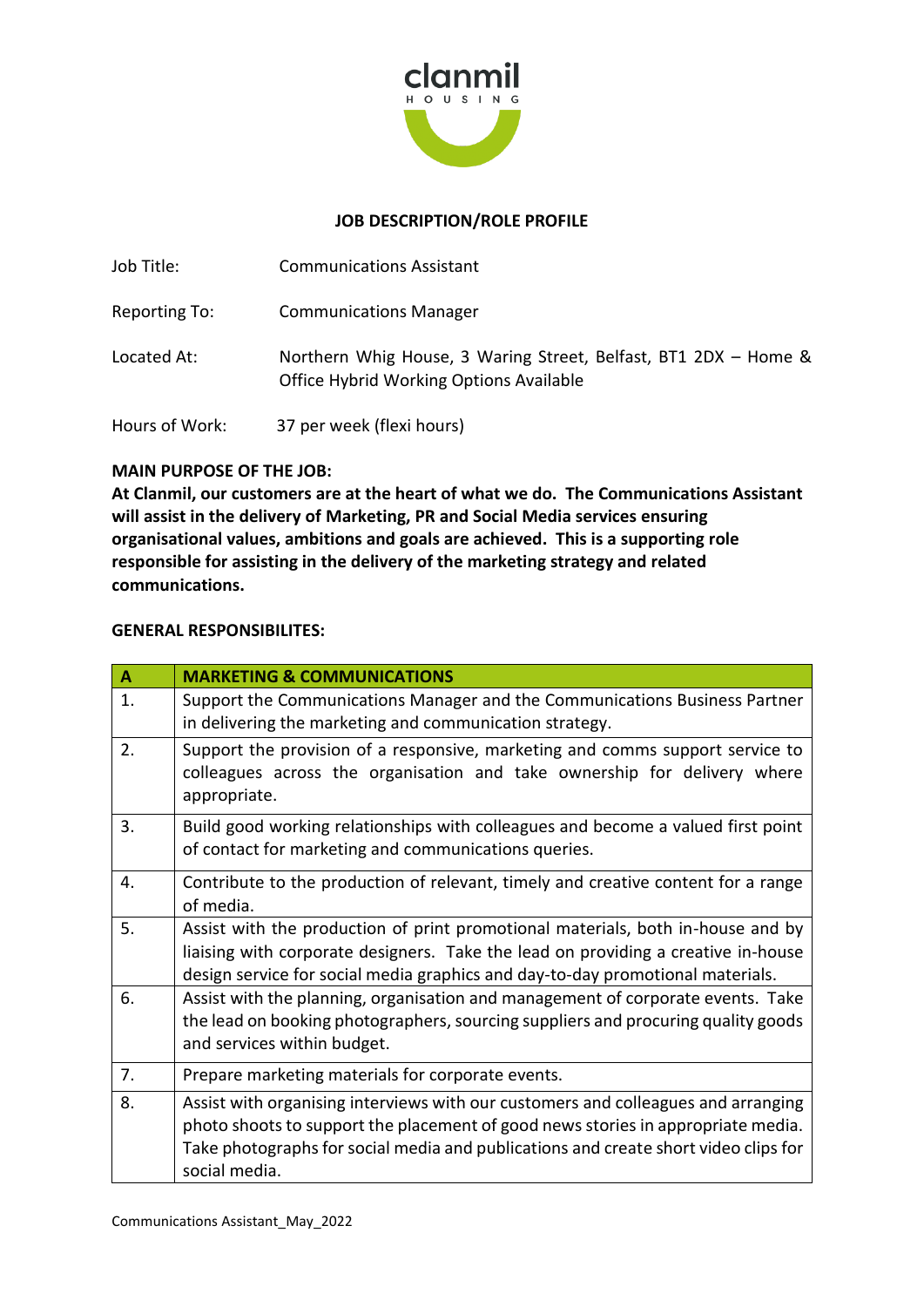clanmil
HOUSING

## JOB DESCRIPTION/ROLE PROFILE

Job Title: Communications Assistant

Reporting To: Communications Manager

Located At: Northern Whig House, 3 Waring Street, Belfast, BT1 2DX – Home & Office Hybrid Working Options Available

Hours of Work: 37 per week (flexi hours)

**MAIN PURPOSE OF THE JOB:**

**At Clanmil, our customers are at the heart of what we do. The Communications Assistant will assist in the delivery of Marketing, PR and Social Media services ensuring organisational values, ambitions and goals are achieved. This is a supporting role responsible for assisting in the delivery of the marketing strategy and related communications.**

**GENERAL RESPONSIBILITES:**

| A | MARKETING & COMMUNICATIONS |
|---|---|
| 1. | Support the Communications Manager and the Communications Business Partner in delivering the marketing and communication strategy. |
| 2. | Support the provision of a responsive, marketing and comms support service to colleagues across the organisation and take ownership for delivery where appropriate. |
| 3. | Build good working relationships with colleagues and become a valued first point of contact for marketing and communications queries. |
| 4. | Contribute to the production of relevant, timely and creative content for a range of media. |
| 5. | Assist with the production of print promotional materials, both in-house and by liaising with corporate designers. Take the lead on providing a creative in-house design service for social media graphics and day-to-day promotional materials. |
| 6. | Assist with the planning, organisation and management of corporate events. Take the lead on booking photographers, sourcing suppliers and procuring quality goods and services within budget. |
| 7. | Prepare marketing materials for corporate events. |
| 8. | Assist with organising interviews with our customers and colleagues and arranging photo shoots to support the placement of good news stories in appropriate media. Take photographs for social media and publications and create short video clips for social media. |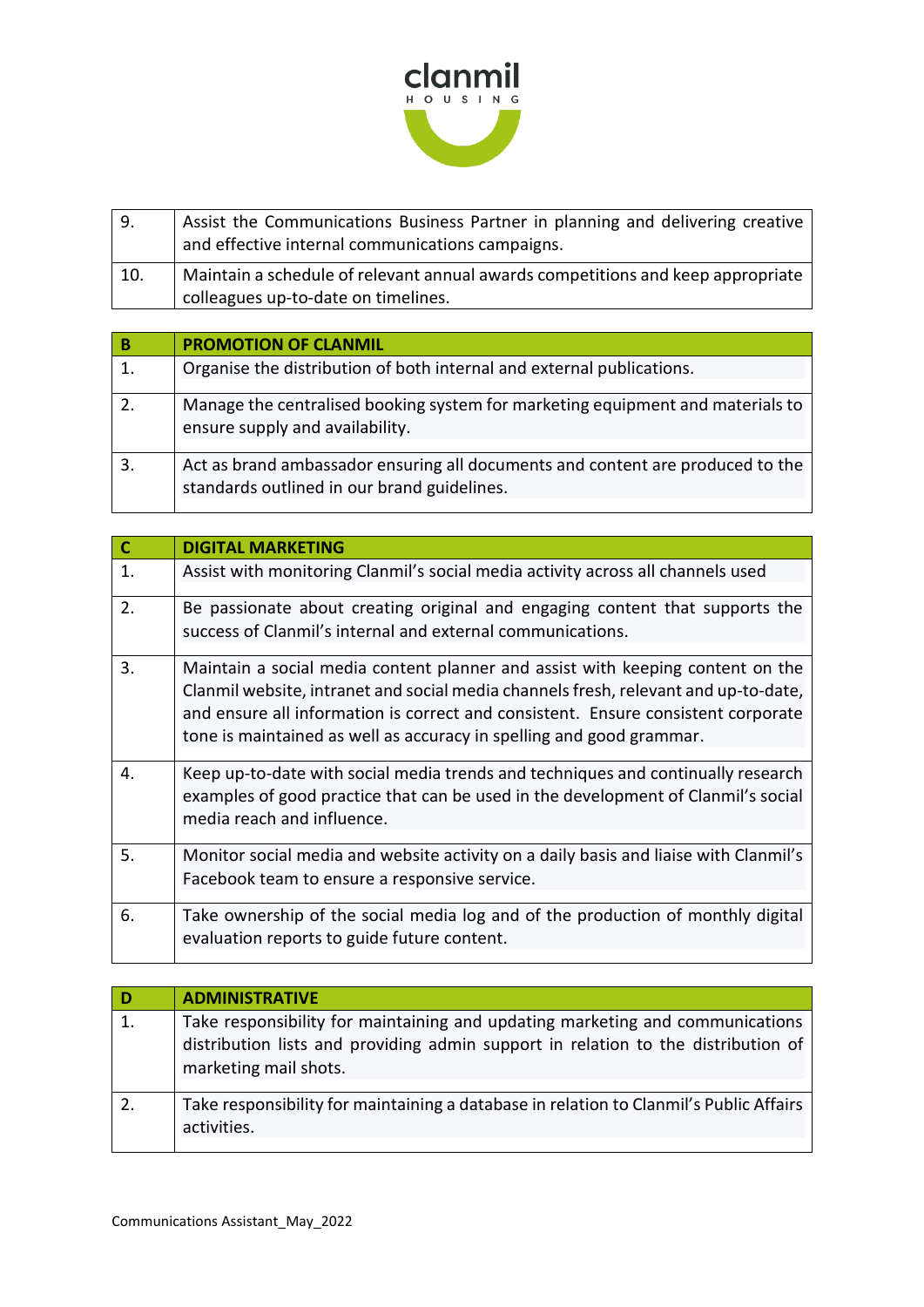| | |
|---|---|
| 9. | Assist the Communications Business Partner in planning and delivering creative and effective internal communications campaigns. |
| 10. | Maintain a schedule of relevant annual awards competitions and keep appropriate colleagues up-to-date on timelines. |

| B | PROMOTION OF CLANMIL |
|---|---|
| 1. | Organise the distribution of both internal and external publications. |
| 2. | Manage the centralised booking system for marketing equipment and materials to ensure supply and availability. |
| 3. | Act as brand ambassador ensuring all documents and content are produced to the standards outlined in our brand guidelines. |

| C | DIGITAL MARKETING |
|---|---|
| 1. | Assist with monitoring Clanmil's social media activity across all channels used |
| 2. | Be passionate about creating original and engaging content that supports the success of Clanmil's internal and external communications. |
| 3. | Maintain a social media content planner and assist with keeping content on the Clanmil website, intranet and social media channels fresh, relevant and up-to-date, and ensure all information is correct and consistent. Ensure consistent corporate tone is maintained as well as accuracy in spelling and good grammar. |
| 4. | Keep up-to-date with social media trends and techniques and continually research examples of good practice that can be used in the development of Clanmil's social media reach and influence. |
| 5. | Monitor social media and website activity on a daily basis and liaise with Clanmil's Facebook team to ensure a responsive service. |
| 6. | Take ownership of the social media log and of the production of monthly digital evaluation reports to guide future content. |

| D | ADMINISTRATIVE |
|---|---|
| 1. | Take responsibility for maintaining and updating marketing and communications distribution lists and providing admin support in relation to the distribution of marketing mail shots. |
| 2. | Take responsibility for maintaining a database in relation to Clanmil's Public Affairs activities. |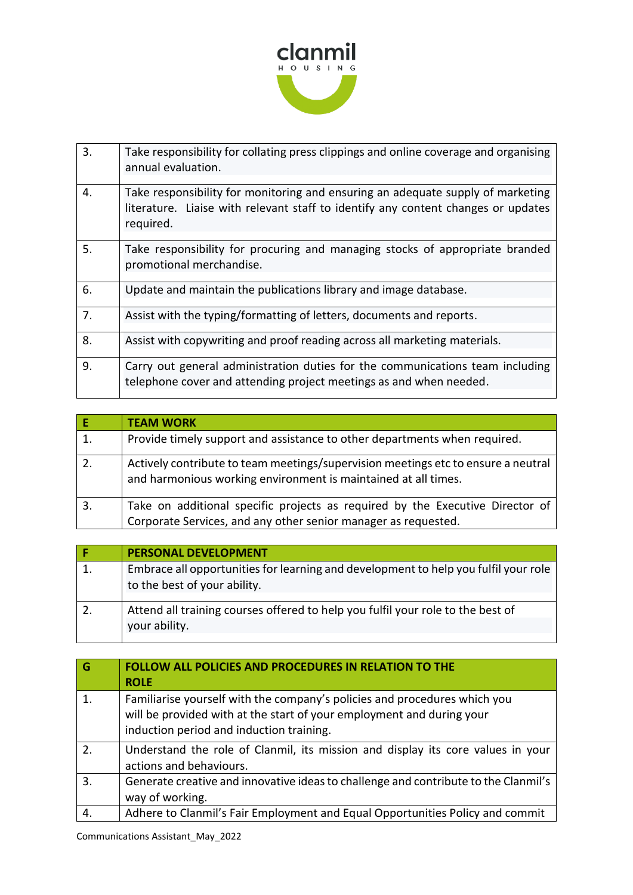| | |
|---|---|
| 3. | Take responsibility for collating press clippings and online coverage and organising annual evaluation. |
| 4. | Take responsibility for monitoring and ensuring an adequate supply of marketing literature. Liaise with relevant staff to identify any content changes or updates required. |
| 5. | Take responsibility for procuring and managing stocks of appropriate branded promotional merchandise. |
| 6. | Update and maintain the publications library and image database. |
| 7. | Assist with the typing/formatting of letters, documents and reports. |
| 8. | Assist with copywriting and proof reading across all marketing materials. |
| 9. | Carry out general administration duties for the communications team including telephone cover and attending project meetings as and when needed. |

| **E** | **TEAM WORK** |
|---|---|
| 1. | Provide timely support and assistance to other departments when required. |
| 2. | Actively contribute to team meetings/supervision meetings etc to ensure a neutral and harmonious working environment is maintained at all times. |
| 3. | Take on additional specific projects as required by the Executive Director of Corporate Services, and any other senior manager as requested. |

| **F** | **PERSONAL DEVELOPMENT** |
|---|---|
| 1. | Embrace all opportunities for learning and development to help you fulfil your role to the best of your ability. |
| 2. | Attend all training courses offered to help you fulfil your role to the best of your ability. |

| **G** | **FOLLOW ALL POLICIES AND PROCEDURES IN RELATION TO THE ROLE** |
|---|---|
| 1. | Familiarise yourself with the company's policies and procedures which you will be provided with at the start of your employment and during your induction period and induction training. |
| 2. | Understand the role of Clanmil, its mission and display its core values in your actions and behaviours. |
| 3. | Generate creative and innovative ideas to challenge and contribute to the Clanmil's way of working. |
| 4. | Adhere to Clanmil's Fair Employment and Equal Opportunities Policy and commit |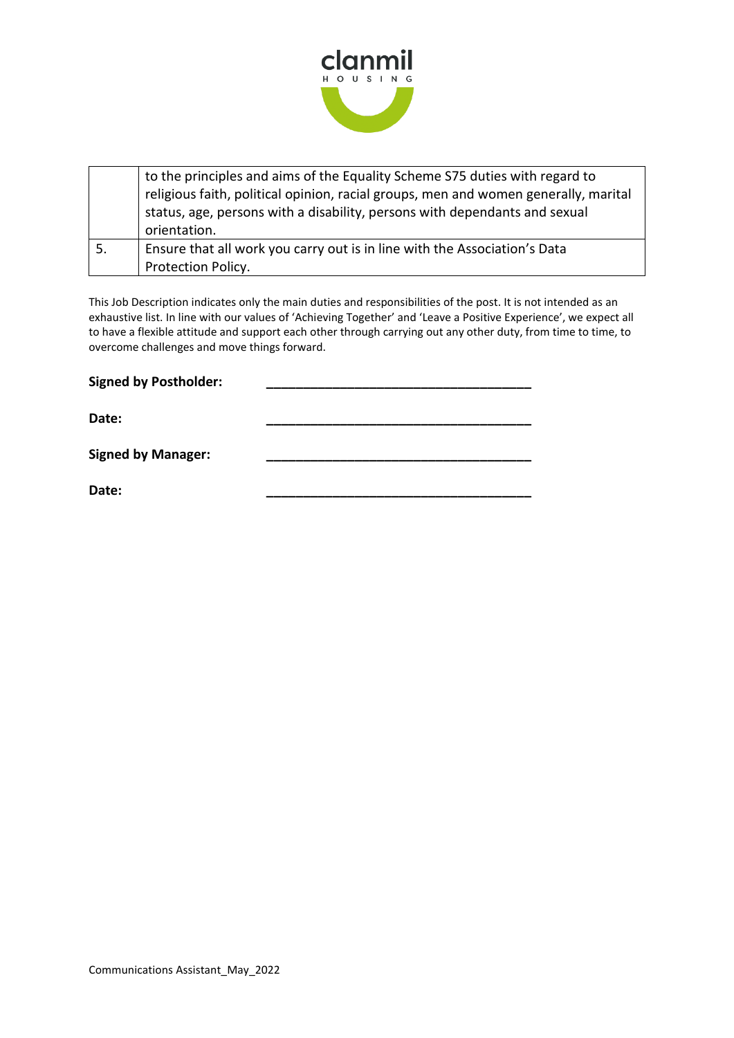|  |  |
|---|---|
|  | to the principles and aims of the Equality Scheme S75 duties with regard to religious faith, political opinion, racial groups, men and women generally, marital status, age, persons with a disability, persons with dependants and sexual orientation. |
| 5. | Ensure that all work you carry out is in line with the Association's Data Protection Policy. |

This Job Description indicates only the main duties and responsibilities of the post. It is not intended as an exhaustive list. In line with our values of 'Achieving Together' and 'Leave a Positive Experience', we expect all to have a flexible attitude and support each other through carrying out any other duty, from time to time, to overcome challenges and move things forward.

**Signed by Postholder:** ___________________________________

**Date:** ___________________________________

**Signed by Manager:** ___________________________________

**Date:** ___________________________________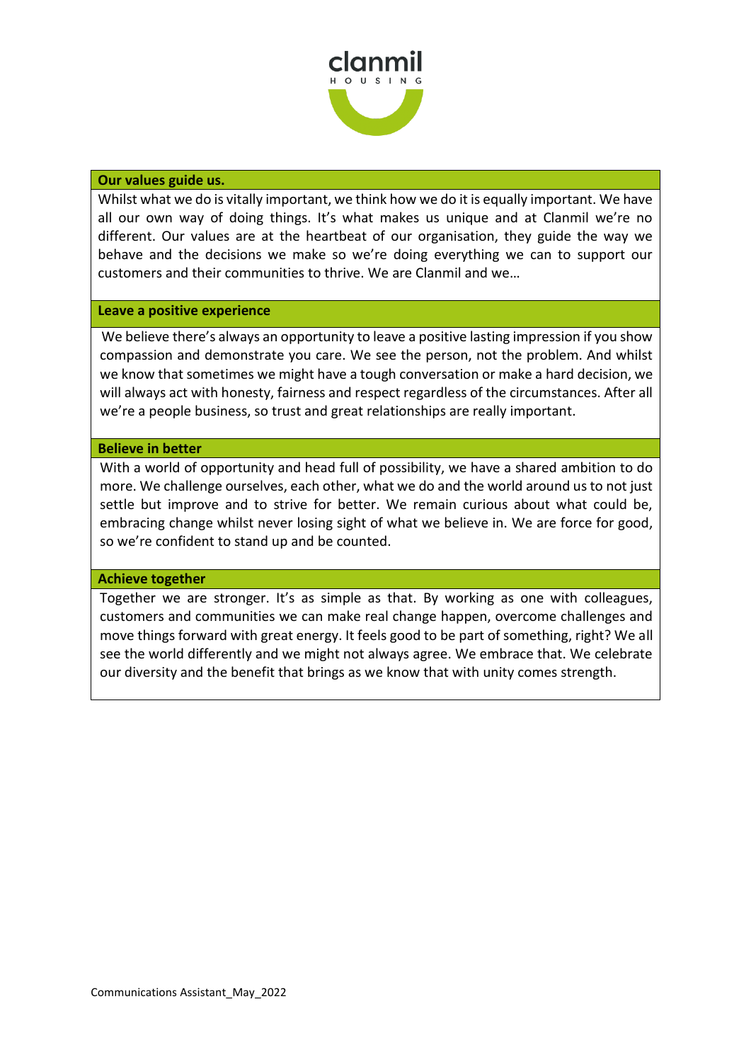## Our values guide us.

Whilst what we do is vitally important, we think how we do it is equally important. We have all our own way of doing things. It's what makes us unique and at Clanmil we're no different. Our values are at the heartbeat of our organisation, they guide the way we behave and the decisions we make so we're doing everything we can to support our customers and their communities to thrive. We are Clanmil and we…

### Leave a positive experience

We believe there's always an opportunity to leave a positive lasting impression if you show compassion and demonstrate you care. We see the person, not the problem. And whilst we know that sometimes we might have a tough conversation or make a hard decision, we will always act with honesty, fairness and respect regardless of the circumstances. After all we're a people business, so trust and great relationships are really important.

### Believe in better

With a world of opportunity and head full of possibility, we have a shared ambition to do more. We challenge ourselves, each other, what we do and the world around us to not just settle but improve and to strive for better. We remain curious about what could be, embracing change whilst never losing sight of what we believe in. We are force for good, so we're confident to stand up and be counted.

### Achieve together

Together we are stronger. It's as simple as that. By working as one with colleagues, customers and communities we can make real change happen, overcome challenges and move things forward with great energy. It feels good to be part of something, right? We all see the world differently and we might not always agree. We embrace that. We celebrate our diversity and the benefit that brings as we know that with unity comes strength.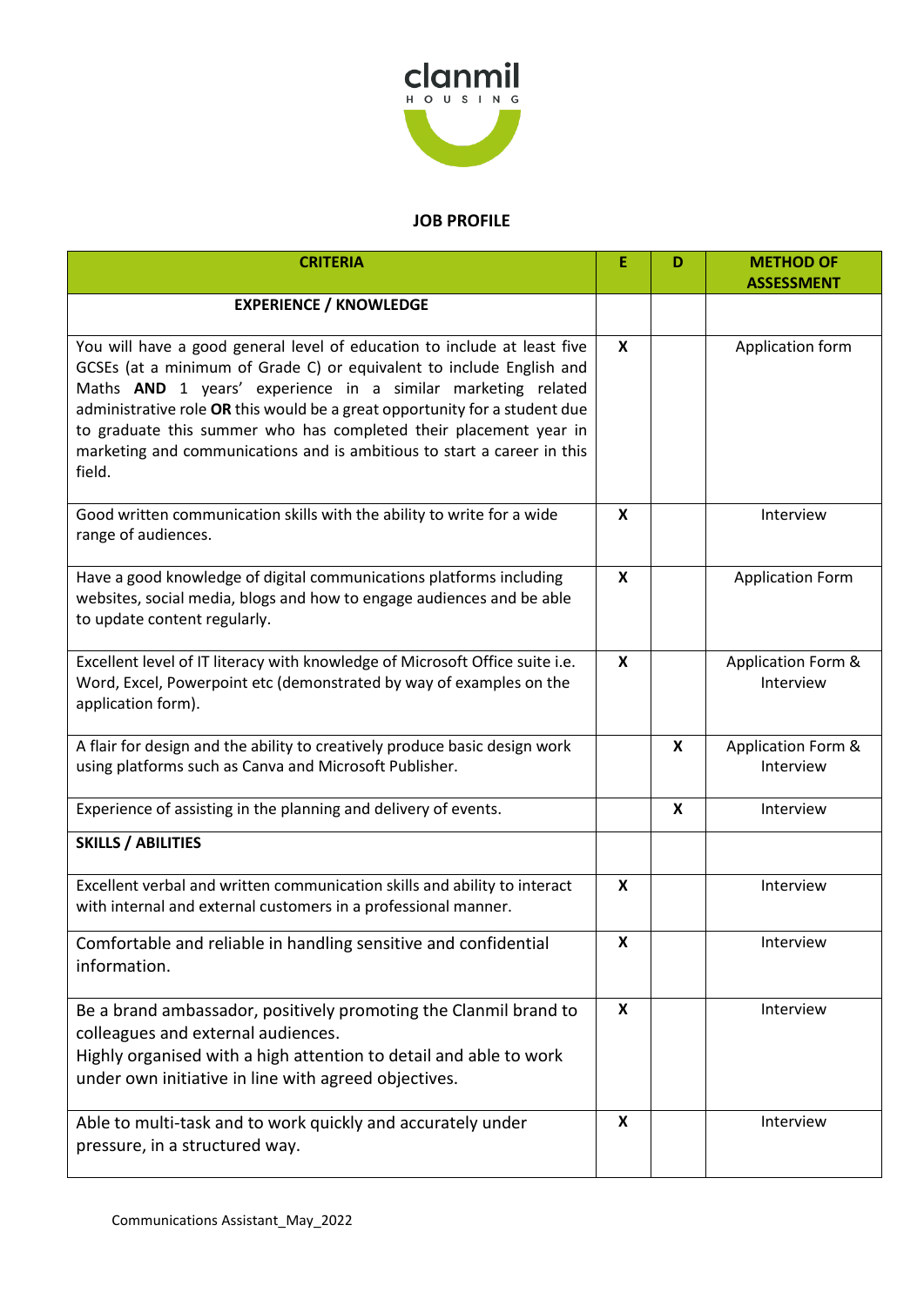clanmil HOUSING

## JOB PROFILE

| CRITERIA | E | D | METHOD OF ASSESSMENT |
| --- | --- | --- | --- |
| **EXPERIENCE / KNOWLEDGE** | | | |
| You will have a good general level of education to include at least five GCSEs (at a minimum of Grade C) or equivalent to include English and Maths **AND** 1 years' experience in a similar marketing related administrative role **OR** this would be a great opportunity for a student due to graduate this summer who has completed their placement year in marketing and communications and is ambitious to start a career in this field. | X | | Application form |
| Good written communication skills with the ability to write for a wide range of audiences. | X | | Interview |
| Have a good knowledge of digital communications platforms including websites, social media, blogs and how to engage audiences and be able to update content regularly. | X | | Application Form |
| Excellent level of IT literacy with knowledge of Microsoft Office suite i.e. Word, Excel, Powerpoint etc (demonstrated by way of examples on the application form). | X | | Application Form & Interview |
| A flair for design and the ability to creatively produce basic design work using platforms such as Canva and Microsoft Publisher. | | X | Application Form & Interview |
| Experience of assisting in the planning and delivery of events. | | X | Interview |
| **SKILLS / ABILITIES** | | | |
| Excellent verbal and written communication skills and ability to interact with internal and external customers in a professional manner. | X | | Interview |
| Comfortable and reliable in handling sensitive and confidential information. | X | | Interview |
| Be a brand ambassador, positively promoting the Clanmil brand to colleagues and external audiences. Highly organised with a high attention to detail and able to work under own initiative in line with agreed objectives. | X | | Interview |
| Able to multi-task and to work quickly and accurately under pressure, in a structured way. | X | | Interview |

Communications Assistant_May_2022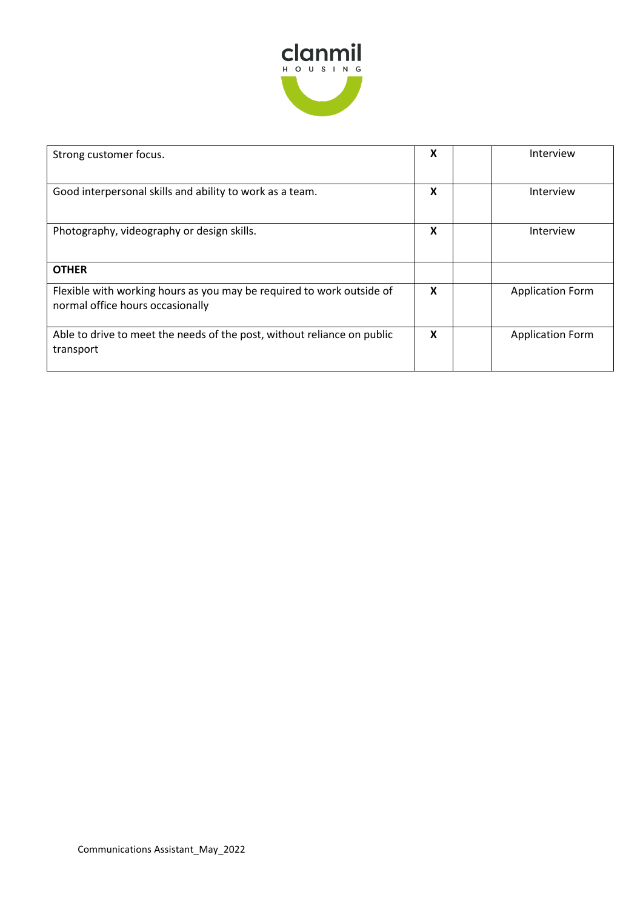| | | | |
|---|---|---|---|
| Strong customer focus. | X | | Interview |
| Good interpersonal skills and ability to work as a team. | X | | Interview |
| Photography, videography or design skills. | X | | Interview |
| **OTHER** | | | |
| Flexible with working hours as you may be required to work outside of normal office hours occasionally | X | | Application Form |
| Able to drive to meet the needs of the post, without reliance on public transport | X | | Application Form |